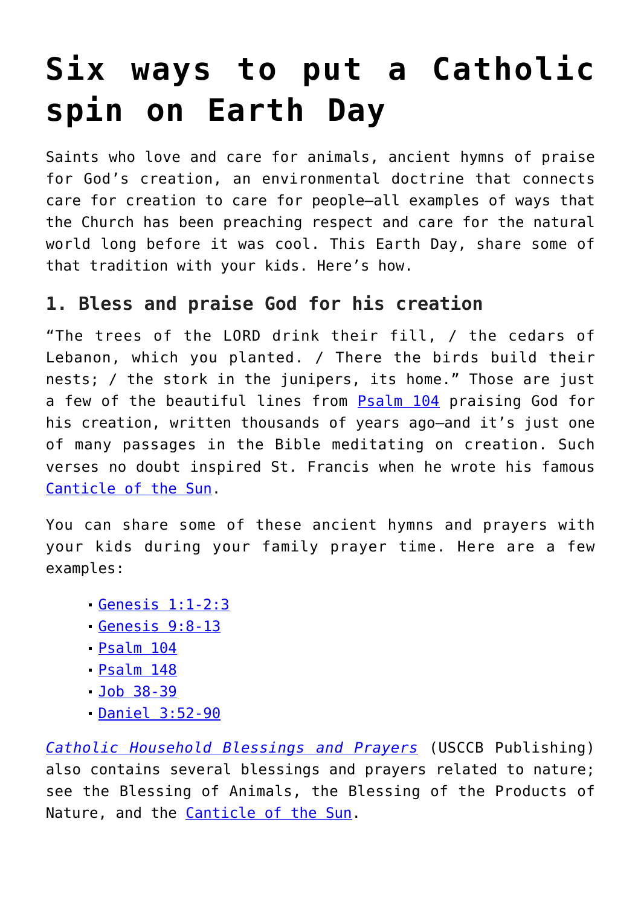# Six ways to put a Catholic spin on Earth Day

Saints who love and care for animals, ancient hymns of praise for God's creation, an environmental doctrine that connects care for creation to care for people—all examples of ways that the Church has been preaching respect and care for the natural world long before it was cool. This Earth Day, share some of that tradition with your kids. Here's how.

### 1. Bless and praise God for his creation

"The trees of the LORD drink their fill, / the cedars of Lebanon, which you planted. / There the birds build their nests; / the stork in the junipers, its home." Those are just a few of the beautiful lines from Psalm 104 praising God for his creation, written thousands of years ago—and it's just one of many passages in the Bible meditating on creation. Such verses no doubt inspired St. Francis when he wrote his famous Canticle of the Sun.

You can share some of these ancient hymns and prayers with your kids during your family prayer time. Here are a few examples:

- Genesis 1:1-2:3
- Genesis 9:8-13
- Psalm 104
- Psalm 148
- Job 38-39
- Daniel 3:52-90

*Catholic Household Blessings and Prayers* (USCCB Publishing) also contains several blessings and prayers related to nature; see the Blessing of Animals, the Blessing of the Products of Nature, and the Canticle of the Sun.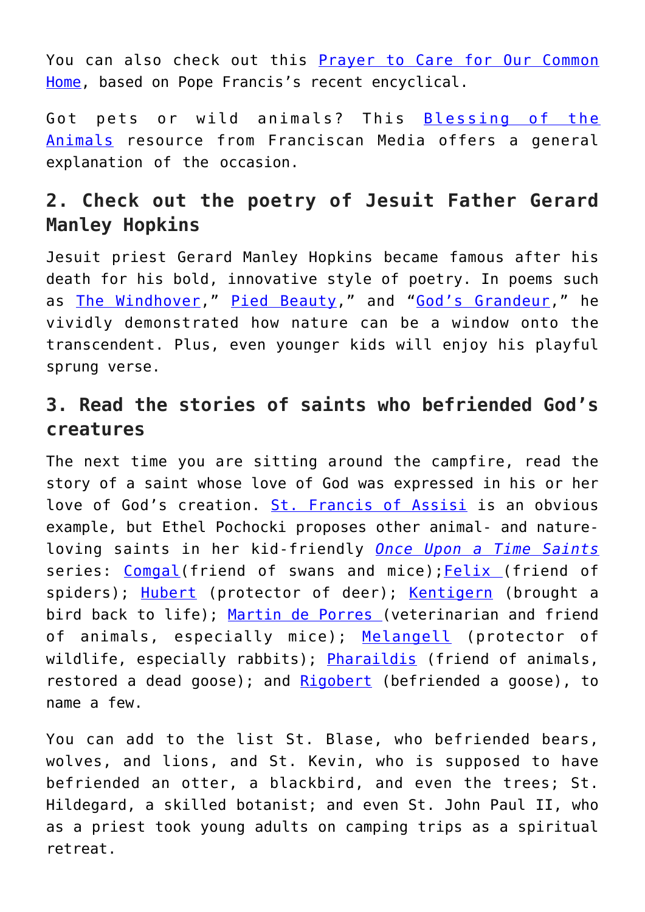You can also check out this Prayer to Care for Our Common Home, based on Pope Francis's recent encyclical.

Got pets or wild animals? This Blessing of the Animals resource from Franciscan Media offers a general explanation of the occasion.

## 2. Check out the poetry of Jesuit Father Gerard Manley Hopkins

Jesuit priest Gerard Manley Hopkins became famous after his death for his bold, innovative style of poetry. In poems such as The Windhover," Pied Beauty," and "God's Grandeur," he vividly demonstrated how nature can be a window onto the transcendent. Plus, even younger kids will enjoy his playful sprung verse.

## 3. Read the stories of saints who befriended God's creatures

The next time you are sitting around the campfire, read the story of a saint whose love of God was expressed in his or her love of God's creation. St. Francis of Assisi is an obvious example, but Ethel Pochocki proposes other animal- and nature-loving saints in her kid-friendly *Once Upon a Time Saints* series: Comgal(friend of swans and mice);Felix (friend of spiders); Hubert (protector of deer); Kentigern (brought a bird back to life); Martin de Porres (veterinarian and friend of animals, especially mice); Melangell (protector of wildlife, especially rabbits); Pharaildis (friend of animals, restored a dead goose); and Rigobert (befriended a goose), to name a few.

You can add to the list St. Blase, who befriended bears, wolves, and lions, and St. Kevin, who is supposed to have befriended an otter, a blackbird, and even the trees; St. Hildegard, a skilled botanist; and even St. John Paul II, who as a priest took young adults on camping trips as a spiritual retreat.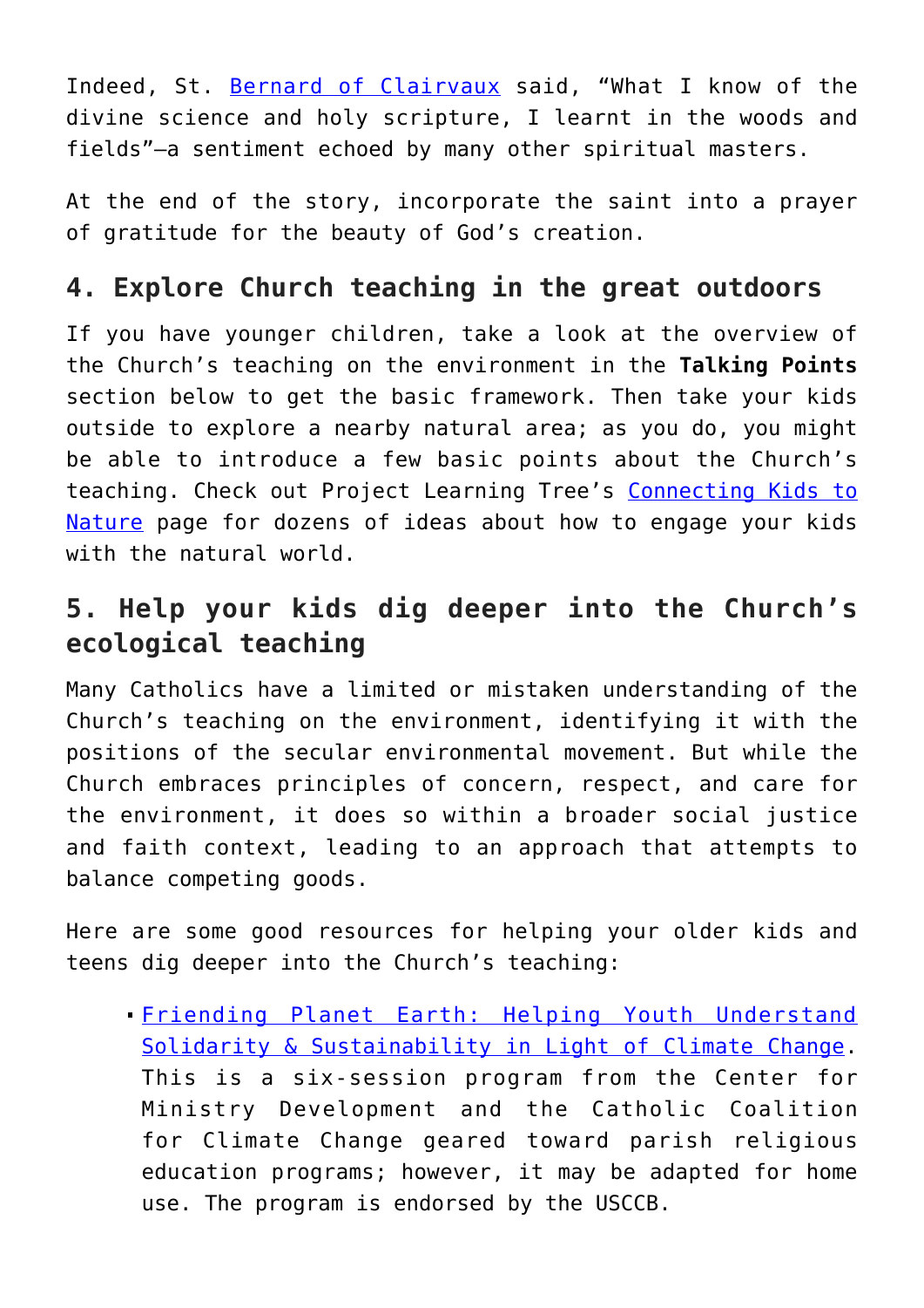Indeed, St. [Bernard of Clairvaux](#) said, “What I know of the divine science and holy scripture, I learnt in the woods and fields”—a sentiment echoed by many other spiritual masters.

At the end of the story, incorporate the saint into a prayer of gratitude for the beauty of God’s creation.

## 4. Explore Church teaching in the great outdoors

If you have younger children, take a look at the overview of the Church’s teaching on the environment in the **Talking Points** section below to get the basic framework. Then take your kids outside to explore a nearby natural area; as you do, you might be able to introduce a few basic points about the Church’s teaching. Check out Project Learning Tree’s [Connecting Kids to Nature](#) page for dozens of ideas about how to engage your kids with the natural world.

## 5. Help your kids dig deeper into the Church’s ecological teaching

Many Catholics have a limited or mistaken understanding of the Church’s teaching on the environment, identifying it with the positions of the secular environmental movement. But while the Church embraces principles of concern, respect, and care for the environment, it does so within a broader social justice and faith context, leading to an approach that attempts to balance competing goods.

Here are some good resources for helping your older kids and teens dig deeper into the Church’s teaching:

- [Friending Planet Earth: Helping Youth Understand Solidarity & Sustainability in Light of Climate Change](#). This is a six-session program from the Center for Ministry Development and the Catholic Coalition for Climate Change geared toward parish religious education programs; however, it may be adapted for home use. The program is endorsed by the USCCB.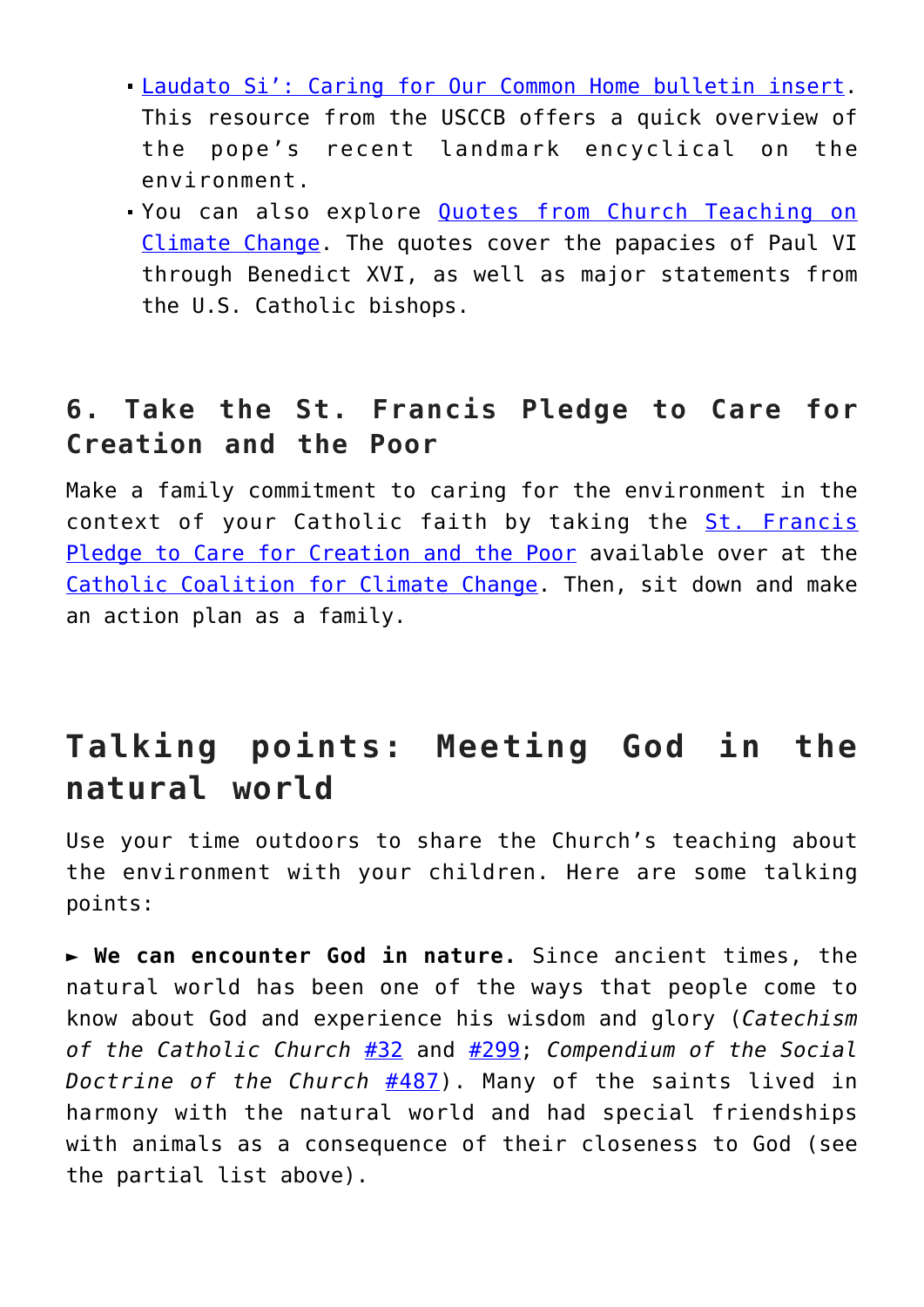- Laudato Si': Caring for Our Common Home bulletin insert. This resource from the USCCB offers a quick overview of the pope's recent landmark encyclical on the environment.
- You can also explore Quotes from Church Teaching on Climate Change. The quotes cover the papacies of Paul VI through Benedict XVI, as well as major statements from the U.S. Catholic bishops.

### 6. Take the St. Francis Pledge to Care for Creation and the Poor

Make a family commitment to caring for the environment in the context of your Catholic faith by taking the St. Francis Pledge to Care for Creation and the Poor available over at the Catholic Coalition for Climate Change. Then, sit down and make an action plan as a family.

## Talking points: Meeting God in the natural world

Use your time outdoors to share the Church's teaching about the environment with your children. Here are some talking points:

► **We can encounter God in nature.** Since ancient times, the natural world has been one of the ways that people come to know about God and experience his wisdom and glory (*Catechism of the Catholic Church* #32 and #299; *Compendium of the Social Doctrine of the Church* #487). Many of the saints lived in harmony with the natural world and had special friendships with animals as a consequence of their closeness to God (see the partial list above).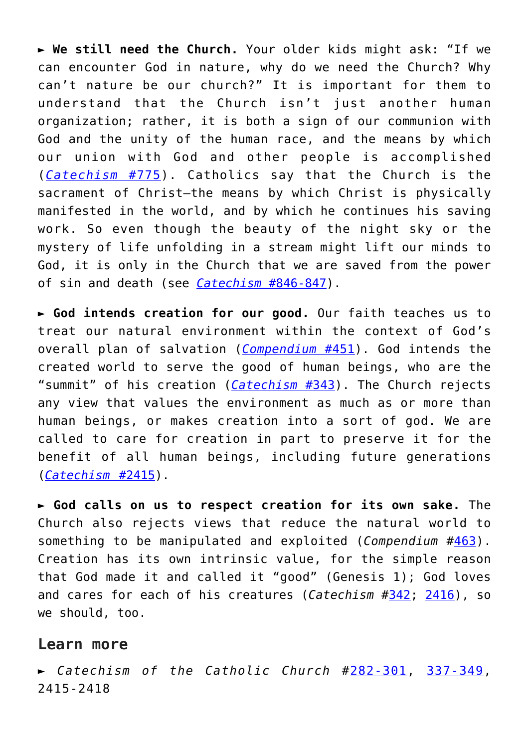► **We still need the Church.** Your older kids might ask: "If we can encounter God in nature, why do we need the Church? Why can't nature be our church?" It is important for them to understand that the Church isn't just another human organization; rather, it is both a sign of our communion with God and the unity of the human race, and the means by which our union with God and other people is accomplished (*Catechism* #775). Catholics say that the Church is the sacrament of Christ—the means by which Christ is physically manifested in the world, and by which he continues his saving work. So even though the beauty of the night sky or the mystery of life unfolding in a stream might lift our minds to God, it is only in the Church that we are saved from the power of sin and death (see *Catechism* #846-847).

► **God intends creation for our good.** Our faith teaches us to treat our natural environment within the context of God's overall plan of salvation (*Compendium* #451). God intends the created world to serve the good of human beings, who are the "summit" of his creation (*Catechism* #343). The Church rejects any view that values the environment as much as or more than human beings, or makes creation into a sort of god. We are called to care for creation in part to preserve it for the benefit of all human beings, including future generations (*Catechism* #2415).

► **God calls on us to respect creation for its own sake.** The Church also rejects views that reduce the natural world to something to be manipulated and exploited (*Compendium* #463). Creation has its own intrinsic value, for the simple reason that God made it and called it "good" (Genesis 1); God loves and cares for each of his creatures (*Catechism* #342; 2416), so we should, too.

## Learn more

► *Catechism of the Catholic Church* #282-301, 337-349, 2415-2418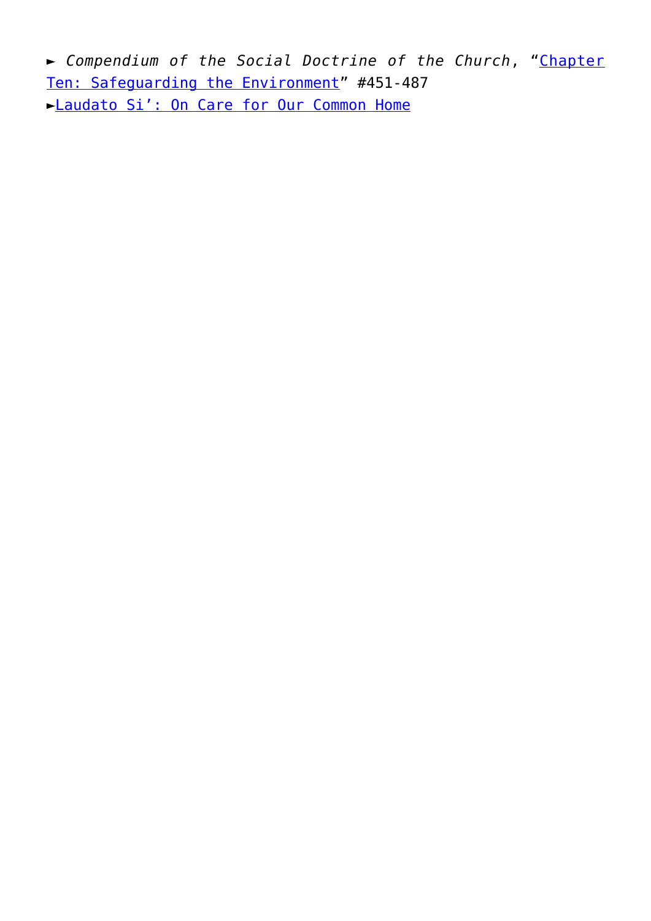► *Compendium of the Social Doctrine of the Church*, "Chapter Ten: Safeguarding the Environment" #451-487
►Laudato Si': On Care for Our Common Home